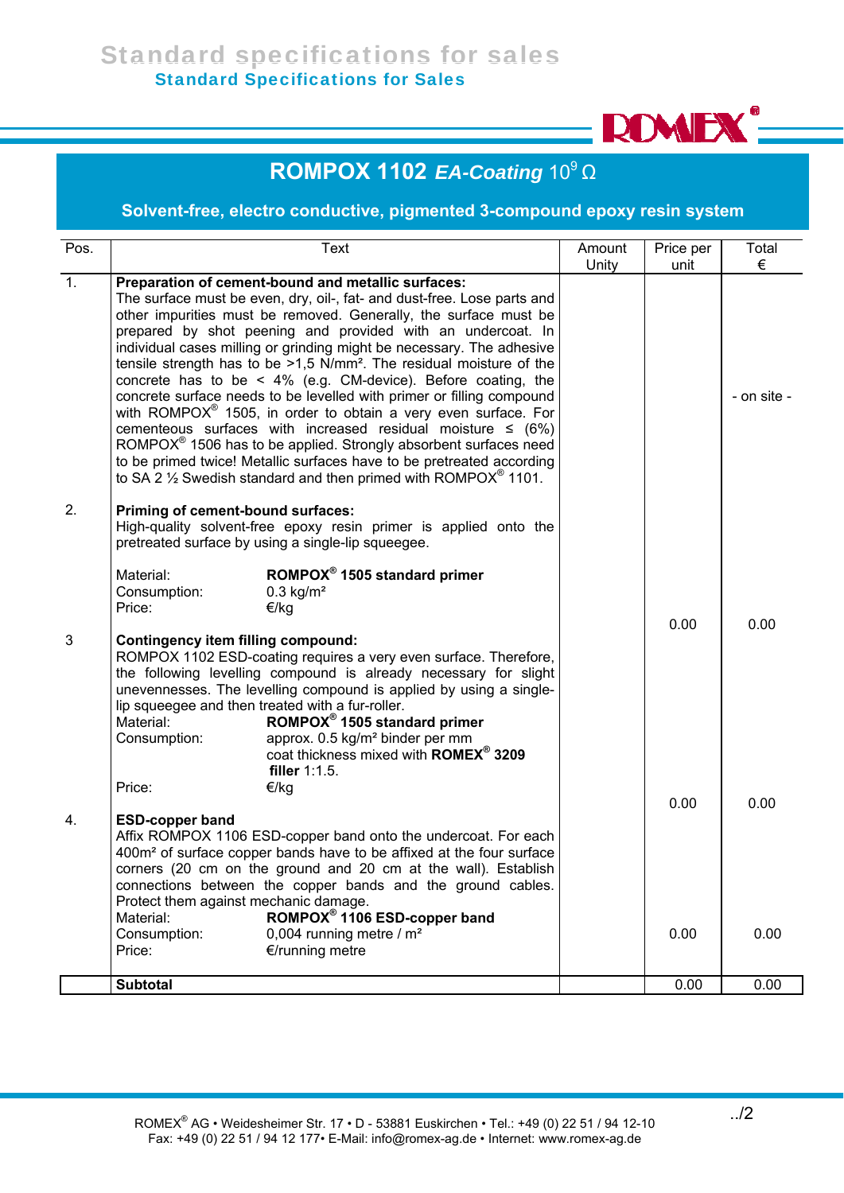# Standard Specifications for Sales

## ROMPOX 1102 *EA-Coating* $10^9\,\Omega$

### Solvent-free, electro conductive, pigmented 3-compound epoxy resin system

| Pos. | Text | Amount Unity | Price per unit | Total € |
|---|---|---|---|---|
| 1. | **Preparation of cement-bound and metallic surfaces:** The surface must be even, dry, oil-, fat- and dust-free. Lose parts and other impurities must be removed. Generally, the surface must be prepared by shot peening and provided with an undercoat. In individual cases milling or grinding might be necessary. The adhesive tensile strength has to be >1,5 N/mm². The residual moisture of the concrete has to be < 4% (e.g. CM-device). Before coating, the concrete surface needs to be levelled with primer or filling compound with ROMPOX® 1505, in order to obtain a very even surface. For cementeous surfaces with increased residual moisture ≤ (6%) ROMPOX® 1506 has to be applied. Strongly absorbent surfaces need to be primed twice! Metallic surfaces have to be pretreated according to SA 2 ½ Swedish standard and then primed with ROMPOX® 1101. | | | - on site - |
| 2. | **Priming of cement-bound surfaces:** High-quality solvent-free epoxy resin primer is applied onto the pretreated surface by using a single-lip squeegee.<br><br>Material: **ROMPOX® 1505 standard primer**<br>Consumption: 0.3 kg/m²<br>Price: €/kg | | 0.00 | 0.00 |
| 3 | **Contingency item filling compound:** ROMPOX 1102 ESD-coating requires a very even surface. Therefore, the following levelling compound is already necessary for slight unevennesses. The levelling compound is applied by using a single-lip squeegee and then treated with a fur-roller.<br>Material: **ROMPOX® 1505 standard primer**<br>Consumption: approx. 0.5 kg/m² binder per mm coat thickness mixed with **ROMEX® 3209 filler** 1:1.5.<br>Price: €/kg | | 0.00 | 0.00 |
| 4. | **ESD-copper band** Affix ROMPOX 1106 ESD-copper band onto the undercoat. For each 400m² of surface copper bands have to be affixed at the four surface corners (20 cm on the ground and 20 cm at the wall). Establish connections between the copper bands and the ground cables. Protect them against mechanic damage.<br>Material: **ROMPOX® 1106 ESD-copper band**<br>Consumption: 0,004 running metre / m²<br>Price: €/running metre | | 0.00 | 0.00 |
| | **Subtotal** | | 0.00 | 0.00 |

ROMEX® AG • Weidesheimer Str. 17 • D - 53881 Euskirchen • Tel.: +49 (0) 22 51 / 94 12-10
Fax: +49 (0) 22 51 / 94 12 177• E-Mail: info@romex-ag.de • Internet: www.romex-ag.de

../2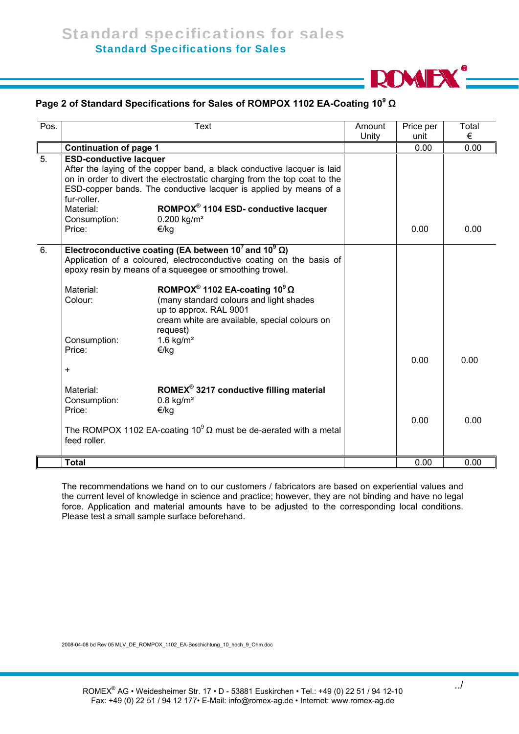## Page 2 of Standard Specifications for Sales of ROMPOX 1102 EA-Coating $10^9$ Ω

| Pos. | Text | Amount Unity | Price per unit | Total € |
|---|---|---|---|---|
| | **Continuation of page 1** | | 0.00 | 0.00 |
| 5. | **ESD-conductive lacquer**<br>After the laying of the copper band, a black conductive lacquer is laid on in order to divert the electrostatic charging from the top coat to the ESD-copper bands. The conductive lacquer is applied by means of a fur-roller.<br>Material: **ROMPOX® 1104 ESD- conductive lacquer**<br>Consumption: 0.200 kg/m²<br>Price: €/kg | | 0.00 | 0.00 |
| 6. | **Electroconductive coating (EA between $10^7$ and $10^9$ Ω)**<br>Application of a coloured, electroconductive coating on the basis of epoxy resin by means of a squeegee or smoothing trowel.<br>Material: **ROMPOX® 1102 EA-coating $10^9$ Ω**<br>Colour: (many standard colours and light shades up to approx. RAL 9001 cream white are available, special colours on request)<br>Consumption: 1.6 kg/m²<br>Price: €/kg | | 0.00 | 0.00 |
| | +<br>Material: **ROMEX® 3217 conductive filling material**<br>Consumption: 0.8 kg/m²<br>Price: €/kg | | 0.00 | 0.00 |
| | The ROMPOX 1102 EA-coating $10^9$ Ω must be de-aerated with a metal feed roller. | | | |
| | **Total** | | 0.00 | 0.00 |

The recommendations we hand on to our customers / fabricators are based on experiential values and the current level of knowledge in science and practice; however, they are not binding and have no legal force. Application and material amounts have to be adjusted to the corresponding local conditions. Please test a small sample surface beforehand.

2008-04-08 bd Rev 05 MLV_DE_ROMPOX_1102_EA-Beschichtung_10_hoch_9_Ohm.doc

ROMEX® AG • Weidesheimer Str. 17 • D - 53881 Euskirchen • Tel.: +49 (0) 22 51 / 94 12-10
Fax: +49 (0) 22 51 / 94 12 177• E-Mail: info@romex-ag.de • Internet: www.romex-ag.de